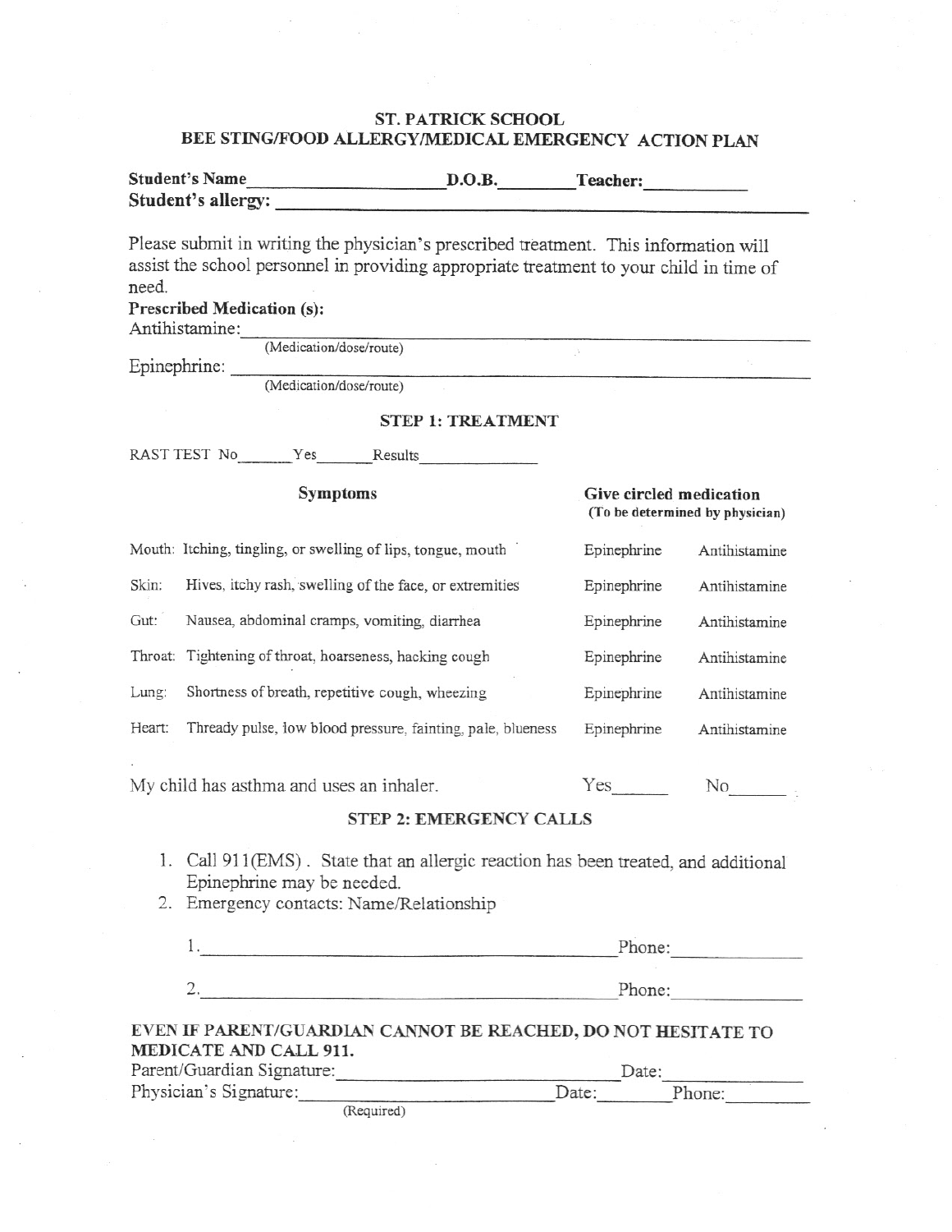# ST. PATRICK SCHOOL
## BEE STING/FOOD ALLERGY/MEDICAL EMERGENCY ACTION PLAN

**Student's Name**\_\_\_\_\_\_\_\_\_\_\_\_\_\_\_\_\_\_\_\_ **D.O.B.**\_\_\_\_\_\_\_\_ **Teacher:**\_\_\_\_\_\_\_\_\_\_
**Student's allergy:** \_\_\_\_\_\_\_\_\_\_\_\_\_\_\_\_\_\_\_\_\_\_\_\_\_\_\_\_\_\_\_\_\_\_\_\_\_\_\_\_\_\_\_\_\_\_\_\_\_\_\_\_

Please submit in writing the physician's prescribed treatment. This information will assist the school personnel in providing appropriate treatment to your child in time of need.

**Prescribed Medication (s):**

Antihistamine: \_\_\_\_\_\_\_\_\_\_\_\_\_\_\_\_\_\_\_\_\_\_\_\_\_\_\_\_\_\_\_\_\_\_\_\_\_\_\_\_\_\_\_\_\_\_\_\_\_\_\_\_
(Medication/dose/route)

Epinephrine: \_\_\_\_\_\_\_\_\_\_\_\_\_\_\_\_\_\_\_\_\_\_\_\_\_\_\_\_\_\_\_\_\_\_\_\_\_\_\_\_\_\_\_\_\_\_\_\_\_\_\_\_
(Medication/dose/route)

### STEP 1: TREATMENT

RAST TEST No\_\_\_\_\_\_ Yes\_\_\_\_\_\_ Results\_\_\_\_\_\_\_\_\_\_\_\_\_\_

| Symptoms | | Give circled medication (To be determined by physician) | |
|---|---|---|---|
| Mouth: | Itching, tingling, or swelling of lips, tongue, mouth | Epinephrine | Antihistamine |
| Skin: | Hives, itchy rash, swelling of the face, or extremities | Epinephrine | Antihistamine |
| Gut: | Nausea, abdominal cramps, vomiting, diarrhea | Epinephrine | Antihistamine |
| Throat: | Tightening of throat, hoarseness, hacking cough | Epinephrine | Antihistamine |
| Lung: | Shortness of breath, repetitive cough, wheezing | Epinephrine | Antihistamine |
| Heart: | Thready pulse, low blood pressure, fainting, pale, blueness | Epinephrine | Antihistamine |

My child has asthma and uses an inhaler. Yes\_\_\_\_\_\_ No\_\_\_\_\_\_

### STEP 2: EMERGENCY CALLS

1. Call 911(EMS). State that an allergic reaction has been treated, and additional Epinephrine may be needed.
2. Emergency contacts: Name/Relationship

   1.\_\_\_\_\_\_\_\_\_\_\_\_\_\_\_\_\_\_\_\_\_\_\_\_\_\_\_\_\_\_\_\_\_\_\_\_\_\_\_\_\_\_ Phone:\_\_\_\_\_\_\_\_\_\_\_\_\_

   2.\_\_\_\_\_\_\_\_\_\_\_\_\_\_\_\_\_\_\_\_\_\_\_\_\_\_\_\_\_\_\_\_\_\_\_\_\_\_\_\_\_\_ Phone:\_\_\_\_\_\_\_\_\_\_\_\_\_

**EVEN IF PARENT/GUARDIAN CANNOT BE REACHED, DO NOT HESITATE TO MEDICATE AND CALL 911.**

Parent/Guardian Signature:\_\_\_\_\_\_\_\_\_\_\_\_\_\_\_\_\_\_\_\_\_\_\_\_\_\_\_ Date:\_\_\_\_\_\_\_\_\_\_\_\_\_

Physician's Signature:\_\_\_\_\_\_\_\_\_\_\_\_\_\_\_\_\_\_\_\_\_\_\_\_\_\_\_ Date:\_\_\_\_\_\_\_ Phone:\_\_\_\_\_\_\_\_
(Required)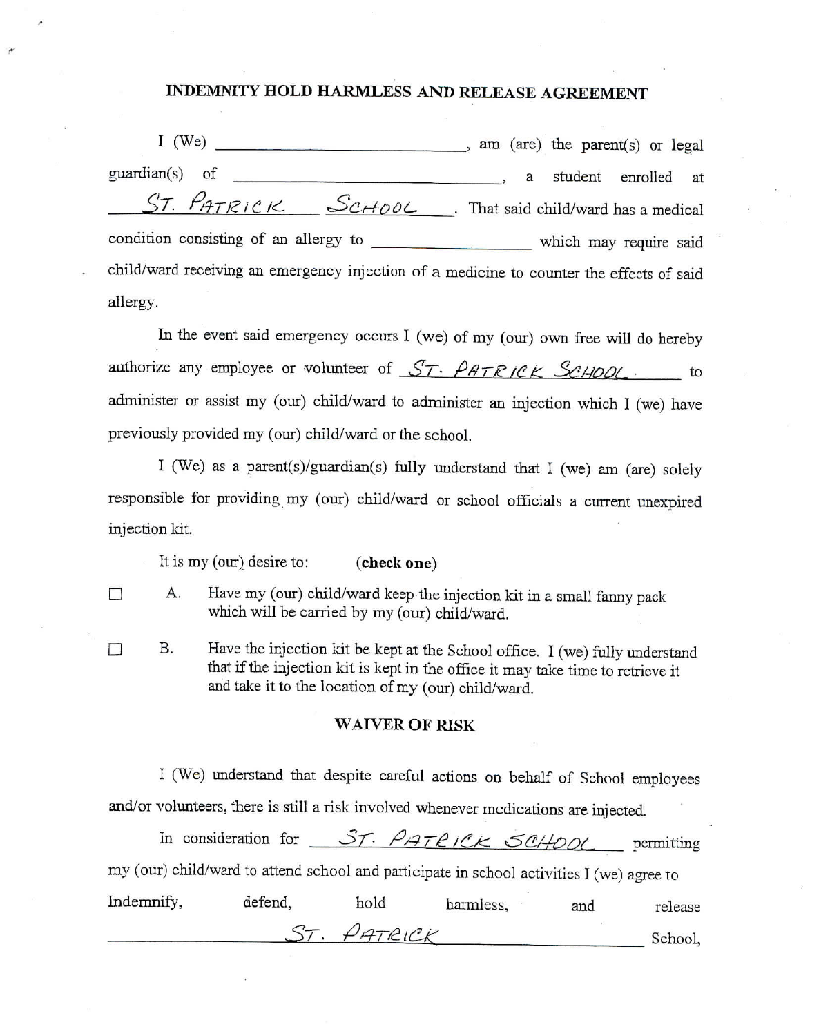## INDEMNITY HOLD HARMLESS AND RELEASE AGREEMENT

I (We) ______________________________, am (are) the parent(s) or legal guardian(s) of ______________________________, a student enrolled at ST. PATRICK SCHOOL. That said child/ward has a medical condition consisting of an allergy to ____________________ which may require said child/ward receiving an emergency injection of a medicine to counter the effects of said allergy.

In the event said emergency occurs I (we) of my (our) own free will do hereby authorize any employee or volunteer of ST. PATRICK SCHOOL to administer or assist my (our) child/ward to administer an injection which I (we) have previously provided my (our) child/ward or the school.

I (We) as a parent(s)/guardian(s) fully understand that I (we) am (are) solely responsible for providing my (our) child/ward or school officials a current unexpired injection kit.

It is my (our) desire to: **(check one)**

- ☐ A. Have my (our) child/ward keep the injection kit in a small fanny pack which will be carried by my (our) child/ward.
- ☐ B. Have the injection kit be kept at the School office. I (we) fully understand that if the injection kit is kept in the office it may take time to retrieve it and take it to the location of my (our) child/ward.

### WAIVER OF RISK

I (We) understand that despite careful actions on behalf of School employees and/or volunteers, there is still a risk involved whenever medications are injected.

In consideration for ST. PATRICK SCHOOL permitting my (our) child/ward to attend school and participate in school activities I (we) agree to Indemnify, defend, hold harmless, and release ST. PATRICK School,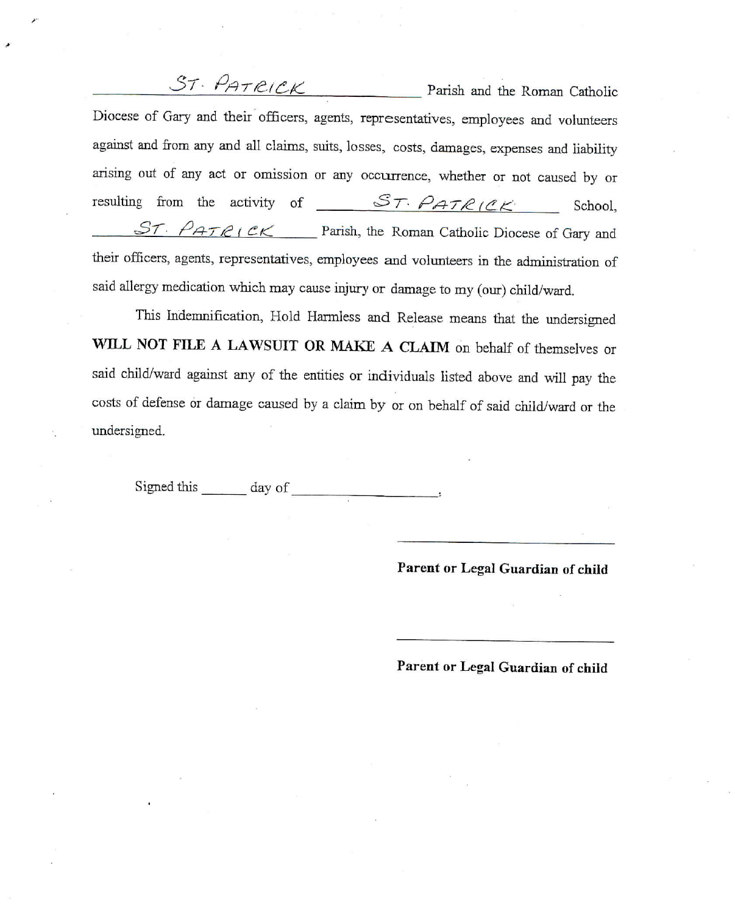ST. PATRICK Parish and the Roman Catholic Diocese of Gary and their officers, agents, representatives, employees and volunteers against and from any and all claims, suits, losses, costs, damages, expenses and liability arising out of any act or omission or any occurrence, whether or not caused by or resulting from the activity of ST. PATRICK School, ST. PATRICK Parish, the Roman Catholic Diocese of Gary and their officers, agents, representatives, employees and volunteers in the administration of said allergy medication which may cause injury or damage to my (our) child/ward.

This Indemnification, Hold Harmless and Release means that the undersigned **WILL NOT FILE A LAWSUIT OR MAKE A CLAIM** on behalf of themselves or said child/ward against any of the entities or individuals listed above and will pay the costs of defense or damage caused by a claim by or on behalf of said child/ward or the undersigned.

Signed this ______ day of ____________________.

______________________________

**Parent or Legal Guardian of child**

______________________________

**Parent or Legal Guardian of child**